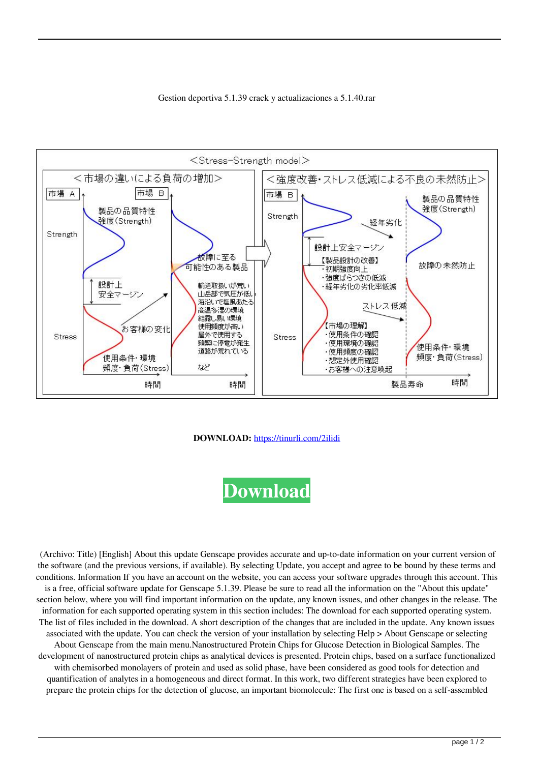Gestion deportiva 5.1.39 crack y actualizaciones a 5.1.40.rar

**DOWNLOAD:** https://tinurli.com/2ilidi

**Download**

(Archivo: Title) [English] About this update Genscape provides accurate and up-to-date information on your current version of the software (and the previous versions, if available). By selecting Update, you accept and agree to be bound by these terms and conditions. Information If you have an account on the website, you can access your software upgrades through this account. This is a free, official software update for Genscape 5.1.39. Please be sure to read all the information on the "About this update" section below, where you will find important information on the update, any known issues, and other changes in the release. The information for each supported operating system in this section includes: The download for each supported operating system. The list of files included in the download. A short description of the changes that are included in the update. Any known issues associated with the update. You can check the version of your installation by selecting Help > About Genscape or selecting About Genscape from the main menu.Nanostructured Protein Chips for Glucose Detection in Biological Samples. The development of nanostructured protein chips as analytical devices is presented. Protein chips, based on a surface functionalized with chemisorbed monolayers of protein and used as solid phase, have been considered as good tools for detection and quantification of analytes in a homogeneous and direct format. In this work, two different strategies have been explored to prepare the protein chips for the detection of glucose, an important biomolecule: The first one is based on a self-assembled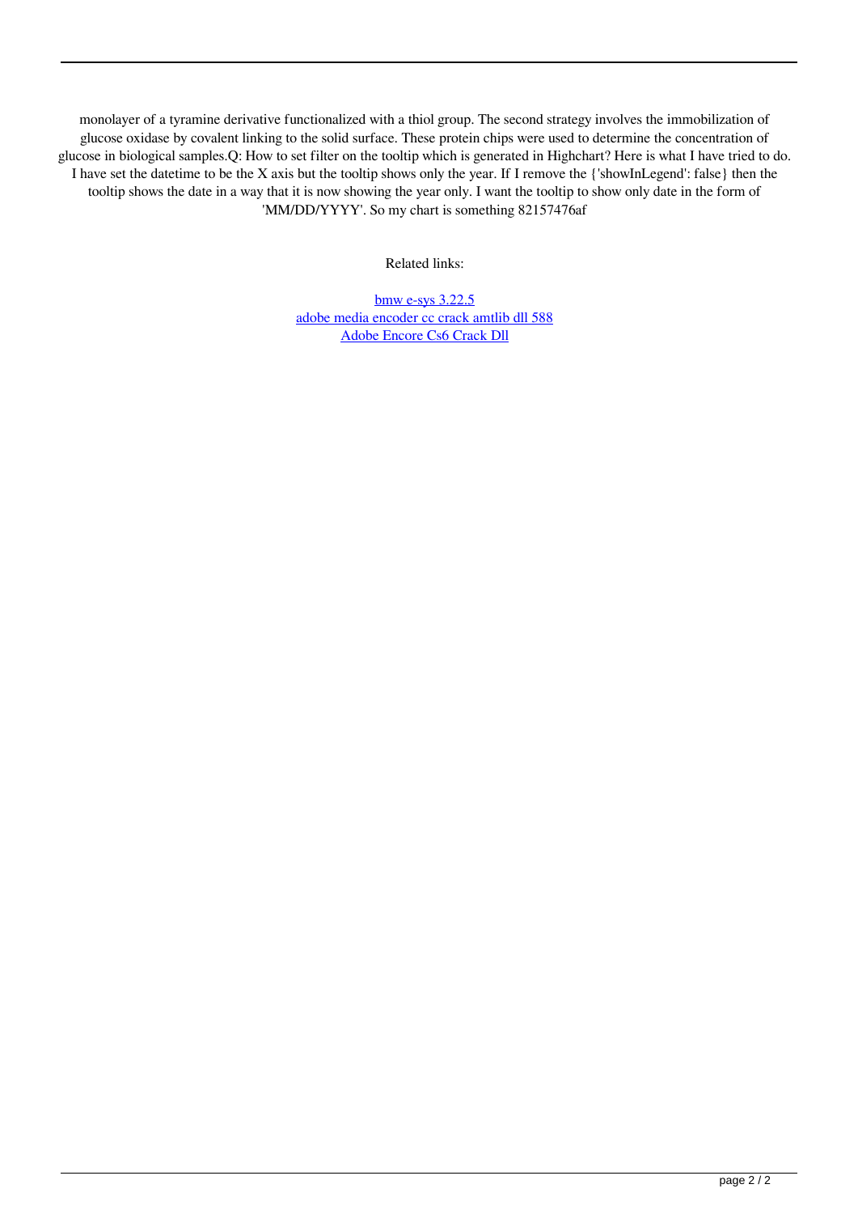monolayer of a tyramine derivative functionalized with a thiol group. The second strategy involves the immobilization of glucose oxidase by covalent linking to the solid surface. These protein chips were used to determine the concentration of glucose in biological samples.Q: How to set filter on the tooltip which is generated in Highchart? Here is what I have tried to do. I have set the datetime to be the X axis but the tooltip shows only the year. If I remove the {'showInLegend': false} then the tooltip shows the date in a way that it is now showing the year only. I want the tooltip to show only date in the form of 'MM/DD/YYYY'. So my chart is something 82157476af

Related links:

bmw e-sys 3.22.5
adobe media encoder cc crack amtlib dll 588
Adobe Encore Cs6 Crack Dll